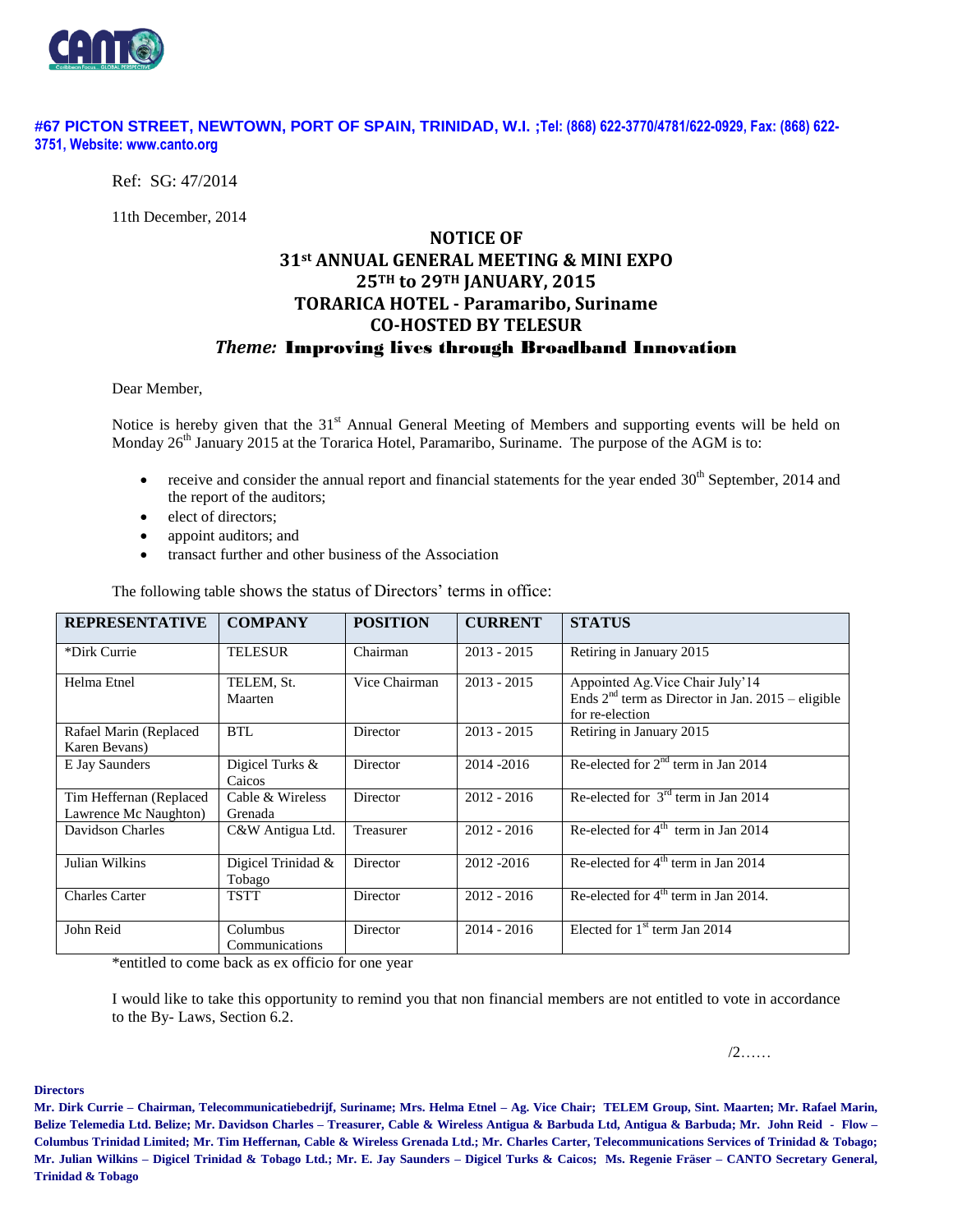**#67 PICTON STREET, NEWTOWN, PORT OF SPAIN, TRINIDAD, W.I. ;Tel: (868) 622-3770/4781/622-0929, Fax: (868) 622-3751, Website: www.canto.org**

Ref: SG: 47/2014

11th December, 2014

# NOTICE OF 31st ANNUAL GENERAL MEETING & MINI EXPO 25TH to 29TH JANUARY, 2015 TORARICA HOTEL - Paramaribo, Suriname CO-HOSTED BY TELESUR

## *Theme:* Improving lives through Broadband Innovation

Dear Member,

Notice is hereby given that the 31st Annual General Meeting of Members and supporting events will be held on Monday 26th January 2015 at the Torarica Hotel, Paramaribo, Suriname. The purpose of the AGM is to:

- receive and consider the annual report and financial statements for the year ended 30th September, 2014 and the report of the auditors;
- elect of directors;
- appoint auditors; and
- transact further and other business of the Association

The following table shows the status of Directors' terms in office:

| REPRESENTATIVE | COMPANY | POSITION | CURRENT | STATUS |
|---|---|---|---|---|
| *Dirk Currie | TELESUR | Chairman | 2013 - 2015 | Retiring in January 2015 |
| Helma Etnel | TELEM, St. Maarten | Vice Chairman | 2013 - 2015 | Appointed Ag.Vice Chair July'14 Ends 2nd term as Director in Jan. 2015 – eligible for re-election |
| Rafael Marin (Replaced Karen Bevans) | BTL | Director | 2013 - 2015 | Retiring in January 2015 |
| E Jay Saunders | Digicel Turks & Caicos | Director | 2014 -2016 | Re-elected for 2nd term in Jan 2014 |
| Tim Heffernan (Replaced Lawrence Mc Naughton) | Cable & Wireless Grenada | Director | 2012 - 2016 | Re-elected for 3rd term in Jan 2014 |
| Davidson Charles | C&W Antigua Ltd. | Treasurer | 2012 - 2016 | Re-elected for 4th term in Jan 2014 |
| Julian Wilkins | Digicel Trinidad & Tobago | Director | 2012 -2016 | Re-elected for 4th term in Jan 2014 |
| Charles Carter | TSTT | Director | 2012 - 2016 | Re-elected for 4th term in Jan 2014. |
| John Reid | Columbus Communications | Director | 2014 - 2016 | Elected for 1st term Jan 2014 |

*entitled to come back as ex officio for one year

I would like to take this opportunity to remind you that non financial members are not entitled to vote in accordance to the By- Laws, Section 6.2.

/2……

**Directors**

**Mr. Dirk Currie – Chairman, Telecommunicatiebedrijf, Suriname; Mrs. Helma Etnel – Ag. Vice Chair; TELEM Group, Sint. Maarten; Mr. Rafael Marin, Belize Telemedia Ltd. Belize; Mr. Davidson Charles – Treasurer, Cable & Wireless Antigua & Barbuda Ltd, Antigua & Barbuda; Mr. John Reid - Flow – Columbus Trinidad Limited; Mr. Tim Heffernan, Cable & Wireless Grenada Ltd.; Mr. Charles Carter, Telecommunications Services of Trinidad & Tobago; Mr. Julian Wilkins – Digicel Trinidad & Tobago Ltd.; Mr. E. Jay Saunders – Digicel Turks & Caicos; Ms. Regenie Fräser – CANTO Secretary General, Trinidad & Tobago**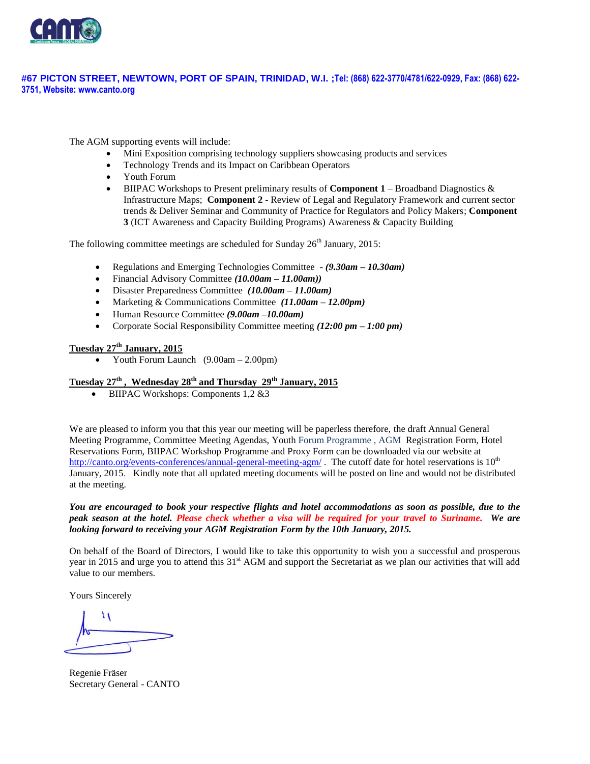**#67 PICTON STREET, NEWTOWN, PORT OF SPAIN, TRINIDAD, W.I. ;Tel: (868) 622-3770/4781/622-0929, Fax: (868) 622-3751, Website: www.canto.org**

The AGM supporting events will include:

- Mini Exposition comprising technology suppliers showcasing products and services
- Technology Trends and its Impact on Caribbean Operators
- Youth Forum
- BIIPAC Workshops to Present preliminary results of **Component 1** – Broadband Diagnostics & Infrastructure Maps; **Component 2** - Review of Legal and Regulatory Framework and current sector trends & Deliver Seminar and Community of Practice for Regulators and Policy Makers; **Component 3** (ICT Awareness and Capacity Building Programs) Awareness & Capacity Building

The following committee meetings are scheduled for Sunday 26th January, 2015:

- Regulations and Emerging Technologies Committee - ***(9.30am – 10.30am)***
- Financial Advisory Committee ***(10.00am – 11.00am))***
- Disaster Preparedness Committee ***(10.00am – 11.00am)***
- Marketing & Communications Committee ***(11.00am – 12.00pm)***
- Human Resource Committee ***(9.00am –10.00am)***
- Corporate Social Responsibility Committee meeting ***(12:00 pm – 1:00 pm)***

**Tuesday 27th January, 2015**

- Youth Forum Launch (9.00am – 2.00pm)

**Tuesday 27th , Wednesday 28th and Thursday 29th January, 2015**

- BIIPAC Workshops: Components 1,2 &3

We are pleased to inform you that this year our meeting will be paperless therefore, the draft Annual General Meeting Programme, Committee Meeting Agendas, Youth Forum Programme , AGM Registration Form, Hotel Reservations Form, BIIPAC Workshop Programme and Proxy Form can be downloaded via our website at http://canto.org/events-conferences/annual-general-meeting-agm/ . The cutoff date for hotel reservations is 10th January, 2015. Kindly note that all updated meeting documents will be posted on line and would not be distributed at the meeting.

***You are encouraged to book your respective flights and hotel accommodations as soon as possible, due to the peak season at the hotel. Please check whether a visa will be required for your travel to Suriname. We are looking forward to receiving your AGM Registration Form by the 10th January, 2015.***

On behalf of the Board of Directors, I would like to take this opportunity to wish you a successful and prosperous year in 2015 and urge you to attend this 31st AGM and support the Secretariat as we plan our activities that will add value to our members.

Yours Sincerely

Regenie Fräser
Secretary General - CANTO